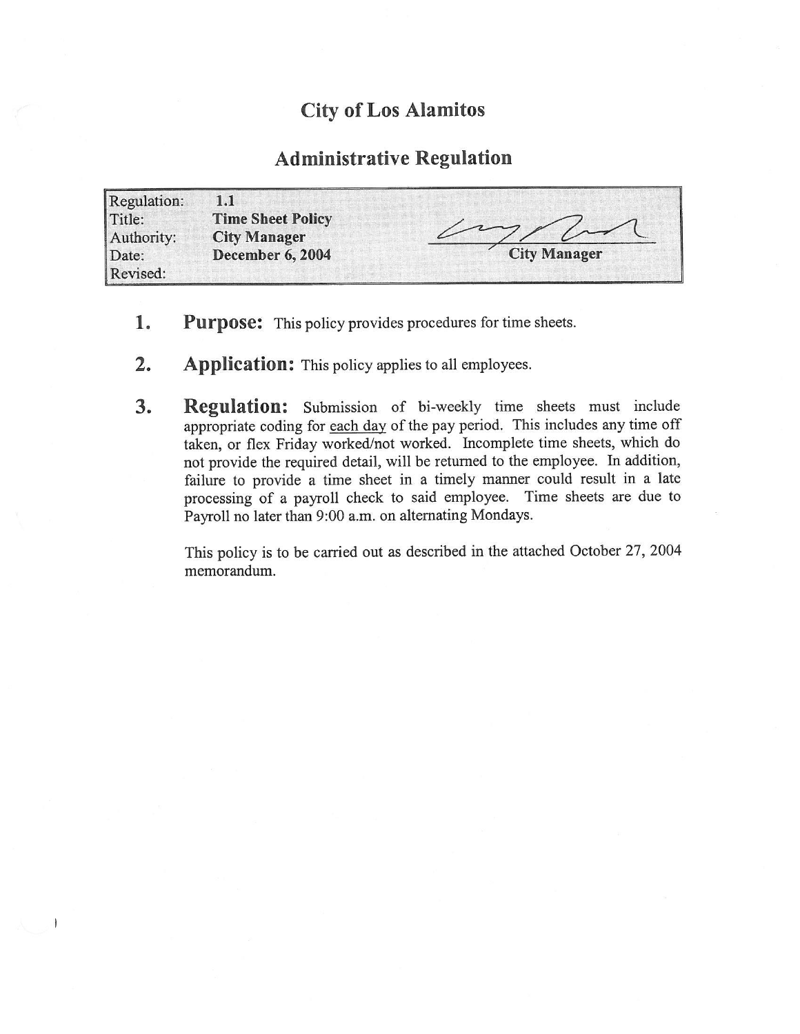# City of Los Alamitos

## Administrative Regulation

| | | |
|---|---|---|
| Regulation: | **1.1** | |
| Title: | **Time Sheet Policy** | |
| Authority: | **City Manager** | |
| Date: | **December 6, 2004** | **City Manager** |
| Revised: | | |

1. **Purpose:** This policy provides procedures for time sheets.

2. **Application:** This policy applies to all employees.

3. **Regulation:** Submission of bi-weekly time sheets must include appropriate coding for <u>each day</u> of the pay period. This includes any time off taken, or flex Friday worked/not worked. Incomplete time sheets, which do not provide the required detail, will be returned to the employee. In addition, failure to provide a time sheet in a timely manner could result in a late processing of a payroll check to said employee. Time sheets are due to Payroll no later than 9:00 a.m. on alternating Mondays.

   This policy is to be carried out as described in the attached October 27, 2004 memorandum.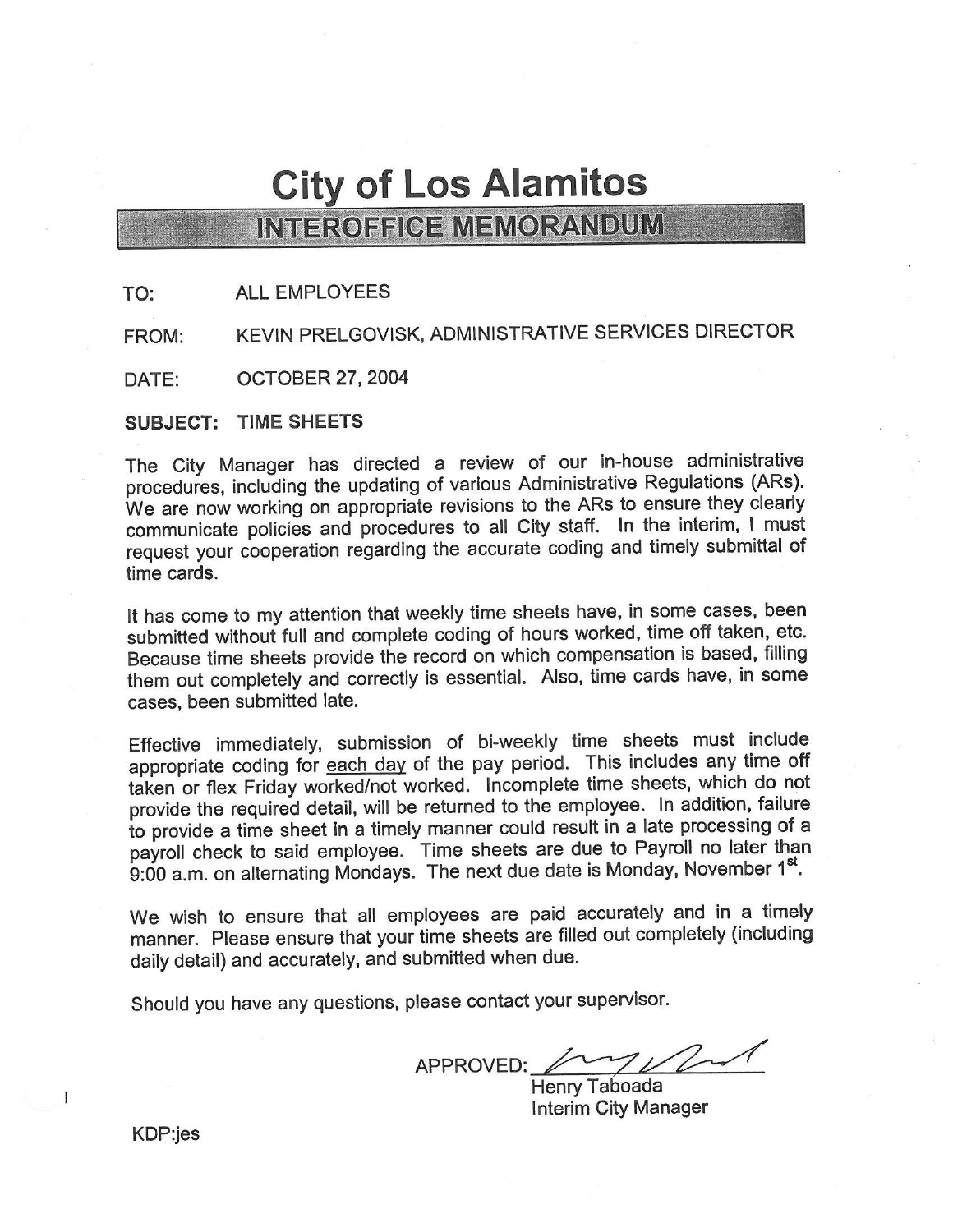# City of Los Alamitos

## INTEROFFICE MEMORANDUM

TO: ALL EMPLOYEES

FROM: KEVIN PRELGOVISK, ADMINISTRATIVE SERVICES DIRECTOR

DATE: OCTOBER 27, 2004

**SUBJECT: TIME SHEETS**

The City Manager has directed a review of our in-house administrative procedures, including the updating of various Administrative Regulations (ARs). We are now working on appropriate revisions to the ARs to ensure they clearly communicate policies and procedures to all City staff. In the interim, I must request your cooperation regarding the accurate coding and timely submittal of time cards.

It has come to my attention that weekly time sheets have, in some cases, been submitted without full and complete coding of hours worked, time off taken, etc. Because time sheets provide the record on which compensation is based, filling them out completely and correctly is essential. Also, time cards have, in some cases, been submitted late.

Effective immediately, submission of bi-weekly time sheets must include appropriate coding for <u>each day</u> of the pay period. This includes any time off taken or flex Friday worked/not worked. Incomplete time sheets, which do not provide the required detail, will be returned to the employee. In addition, failure to provide a time sheet in a timely manner could result in a late processing of a payroll check to said employee. Time sheets are due to Payroll no later than 9:00 a.m. on alternating Mondays. The next due date is Monday, November 1st.

We wish to ensure that all employees are paid accurately and in a timely manner. Please ensure that your time sheets are filled out completely (including daily detail) and accurately, and submitted when due.

Should you have any questions, please contact your supervisor.

APPROVED: ___________

Henry Taboada
Interim City Manager

KDP:jes